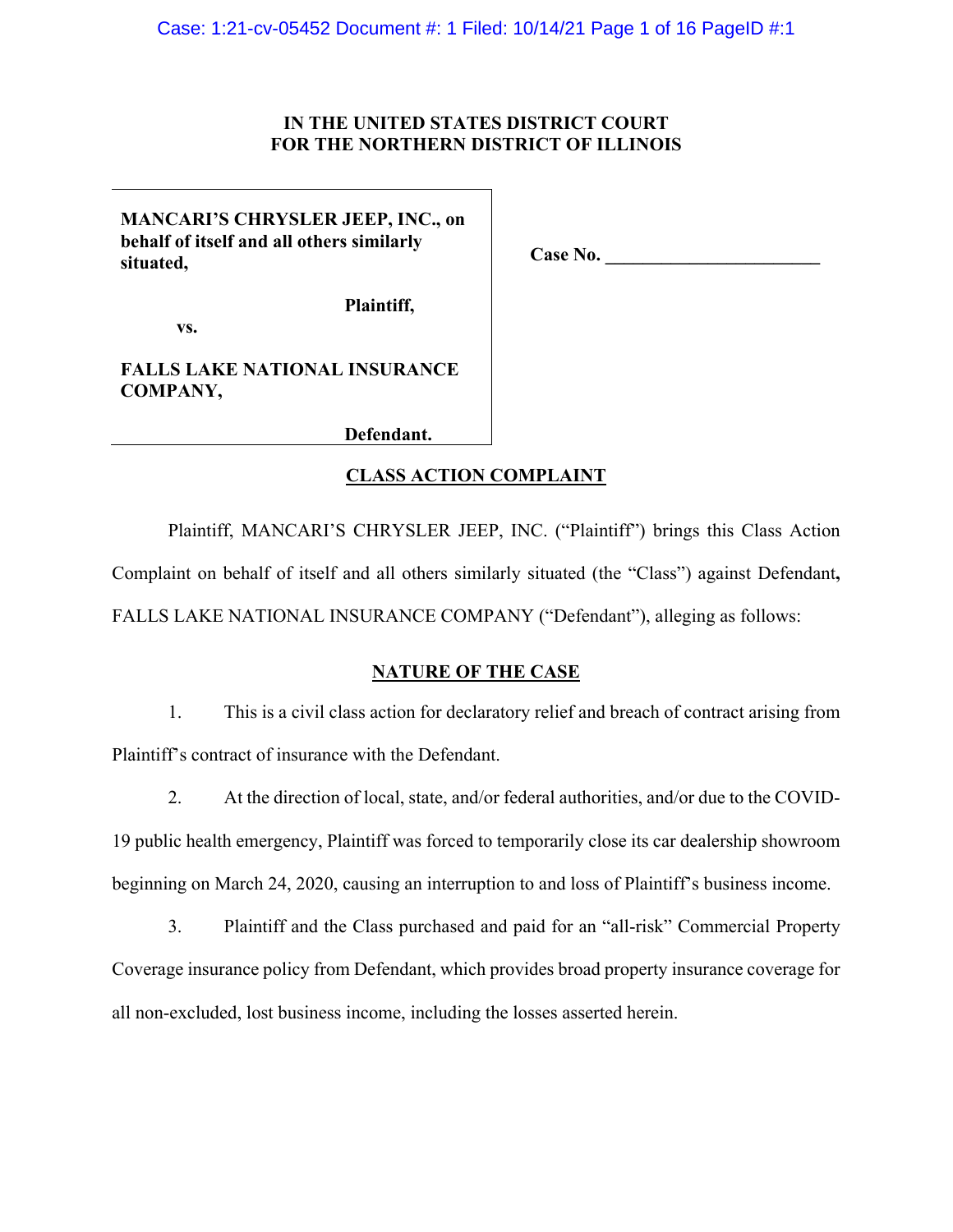**IN THE UNITED STATES DISTRICT COURT**
**FOR THE NORTHERN DISTRICT OF ILLINOIS**

| | |
|---|---|
| **MANCARI'S CHRYSLER JEEP, INC., on behalf of itself and all others similarly situated,**<br><br>**Plaintiff,**<br><br>**vs.**<br><br>**FALLS LAKE NATIONAL INSURANCE COMPANY,**<br><br>**Defendant.** | **Case No. \_\_\_\_\_\_\_\_\_\_\_\_\_\_\_\_\_\_\_\_\_\_\_** |

## CLASS ACTION COMPLAINT

Plaintiff, MANCARI'S CHRYSLER JEEP, INC. ("Plaintiff") brings this Class Action Complaint on behalf of itself and all others similarly situated (the "Class") against Defendant**,** FALLS LAKE NATIONAL INSURANCE COMPANY ("Defendant"), alleging as follows:

## NATURE OF THE CASE

1. This is a civil class action for declaratory relief and breach of contract arising from Plaintiff's contract of insurance with the Defendant.

2. At the direction of local, state, and/or federal authorities, and/or due to the COVID-19 public health emergency, Plaintiff was forced to temporarily close its car dealership showroom beginning on March 24, 2020, causing an interruption to and loss of Plaintiff's business income.

3. Plaintiff and the Class purchased and paid for an "all-risk" Commercial Property Coverage insurance policy from Defendant, which provides broad property insurance coverage for all non-excluded, lost business income, including the losses asserted herein.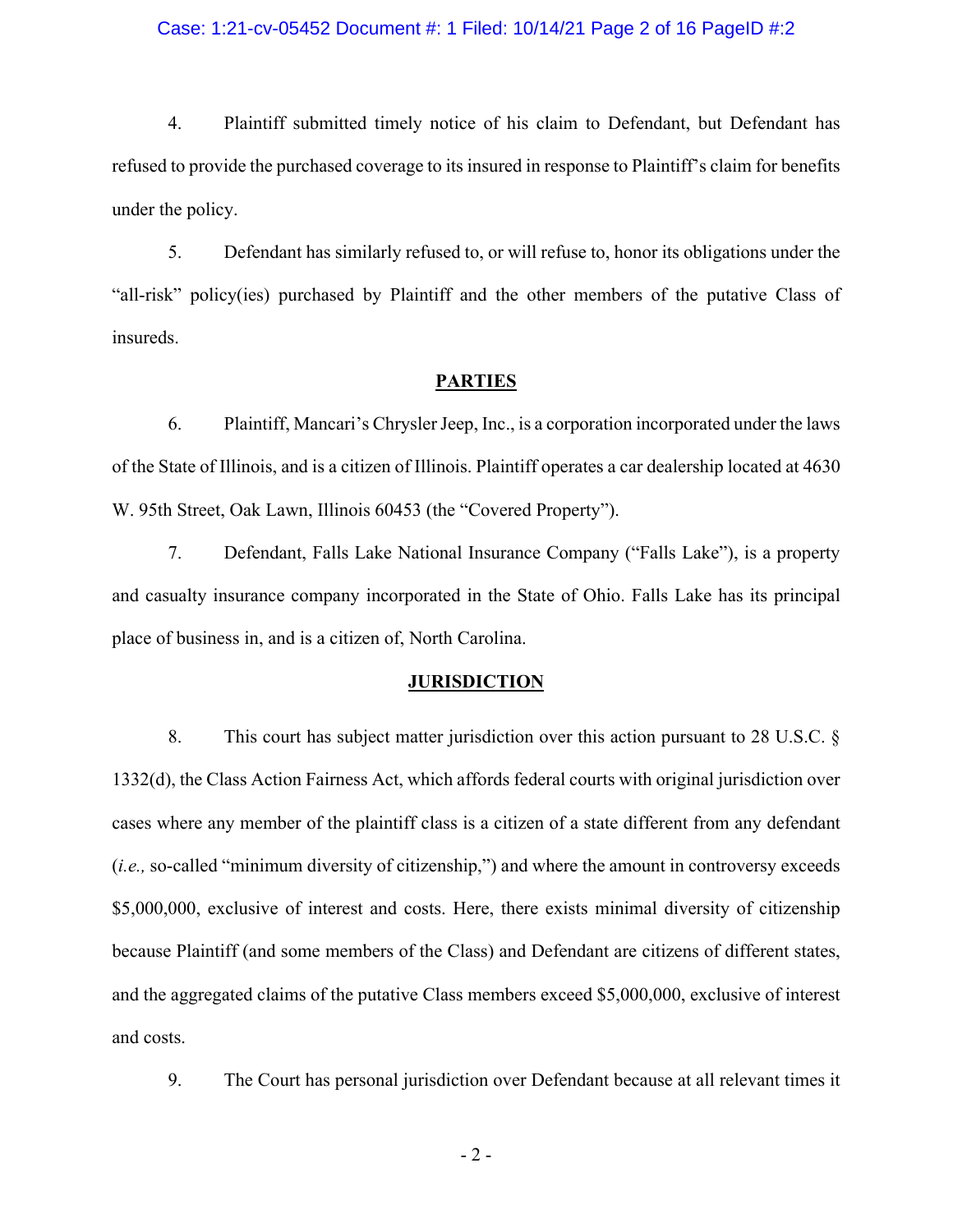4. Plaintiff submitted timely notice of his claim to Defendant, but Defendant has refused to provide the purchased coverage to its insured in response to Plaintiff's claim for benefits under the policy.

5. Defendant has similarly refused to, or will refuse to, honor its obligations under the "all-risk" policy(ies) purchased by Plaintiff and the other members of the putative Class of insureds.

## PARTIES

6. Plaintiff, Mancari's Chrysler Jeep, Inc., is a corporation incorporated under the laws of the State of Illinois, and is a citizen of Illinois. Plaintiff operates a car dealership located at 4630 W. 95th Street, Oak Lawn, Illinois 60453 (the "Covered Property").

7. Defendant, Falls Lake National Insurance Company ("Falls Lake"), is a property and casualty insurance company incorporated in the State of Ohio. Falls Lake has its principal place of business in, and is a citizen of, North Carolina.

## JURISDICTION

8. This court has subject matter jurisdiction over this action pursuant to 28 U.S.C. § 1332(d), the Class Action Fairness Act, which affords federal courts with original jurisdiction over cases where any member of the plaintiff class is a citizen of a state different from any defendant (*i.e.,* so-called "minimum diversity of citizenship,") and where the amount in controversy exceeds $5,000,000, exclusive of interest and costs. Here, there exists minimal diversity of citizenship because Plaintiff (and some members of the Class) and Defendant are citizens of different states, and the aggregated claims of the putative Class members exceed $5,000,000, exclusive of interest and costs.

9. The Court has personal jurisdiction over Defendant because at all relevant times it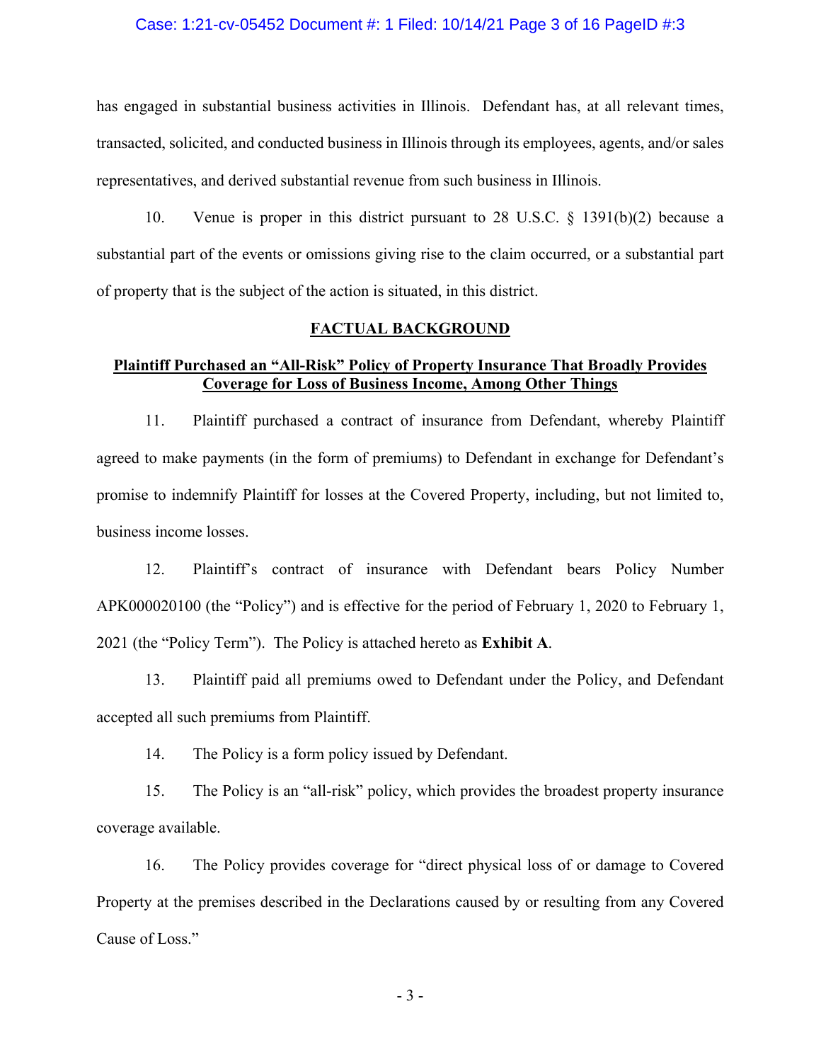has engaged in substantial business activities in Illinois. Defendant has, at all relevant times, transacted, solicited, and conducted business in Illinois through its employees, agents, and/or sales representatives, and derived substantial revenue from such business in Illinois.

10. Venue is proper in this district pursuant to 28 U.S.C. § 1391(b)(2) because a substantial part of the events or omissions giving rise to the claim occurred, or a substantial part of property that is the subject of the action is situated, in this district.

## FACTUAL BACKGROUND

### Plaintiff Purchased an "All-Risk" Policy of Property Insurance That Broadly Provides Coverage for Loss of Business Income, Among Other Things

11. Plaintiff purchased a contract of insurance from Defendant, whereby Plaintiff agreed to make payments (in the form of premiums) to Defendant in exchange for Defendant's promise to indemnify Plaintiff for losses at the Covered Property, including, but not limited to, business income losses.

12. Plaintiff's contract of insurance with Defendant bears Policy Number APK000020100 (the "Policy") and is effective for the period of February 1, 2020 to February 1, 2021 (the "Policy Term"). The Policy is attached hereto as **Exhibit A**.

13. Plaintiff paid all premiums owed to Defendant under the Policy, and Defendant accepted all such premiums from Plaintiff.

14. The Policy is a form policy issued by Defendant.

15. The Policy is an "all-risk" policy, which provides the broadest property insurance coverage available.

16. The Policy provides coverage for "direct physical loss of or damage to Covered Property at the premises described in the Declarations caused by or resulting from any Covered Cause of Loss."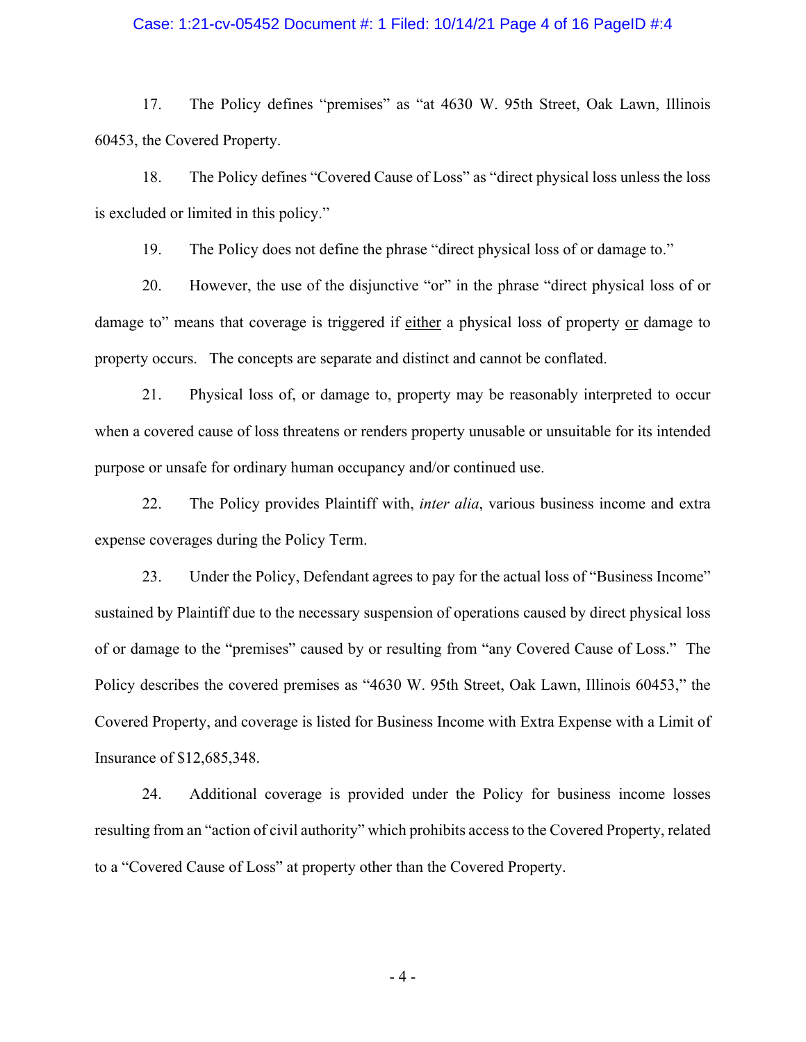17. The Policy defines "premises" as "at 4630 W. 95th Street, Oak Lawn, Illinois 60453, the Covered Property.

18. The Policy defines "Covered Cause of Loss" as "direct physical loss unless the loss is excluded or limited in this policy."

19. The Policy does not define the phrase "direct physical loss of or damage to."

20. However, the use of the disjunctive "or" in the phrase "direct physical loss of or damage to" means that coverage is triggered if <u>either</u> a physical loss of property <u>or</u> damage to property occurs. The concepts are separate and distinct and cannot be conflated.

21. Physical loss of, or damage to, property may be reasonably interpreted to occur when a covered cause of loss threatens or renders property unusable or unsuitable for its intended purpose or unsafe for ordinary human occupancy and/or continued use.

22. The Policy provides Plaintiff with, *inter alia*, various business income and extra expense coverages during the Policy Term.

23. Under the Policy, Defendant agrees to pay for the actual loss of "Business Income" sustained by Plaintiff due to the necessary suspension of operations caused by direct physical loss of or damage to the "premises" caused by or resulting from "any Covered Cause of Loss." The Policy describes the covered premises as "4630 W. 95th Street, Oak Lawn, Illinois 60453," the Covered Property, and coverage is listed for Business Income with Extra Expense with a Limit of Insurance of $12,685,348.

24. Additional coverage is provided under the Policy for business income losses resulting from an "action of civil authority" which prohibits access to the Covered Property, related to a "Covered Cause of Loss" at property other than the Covered Property.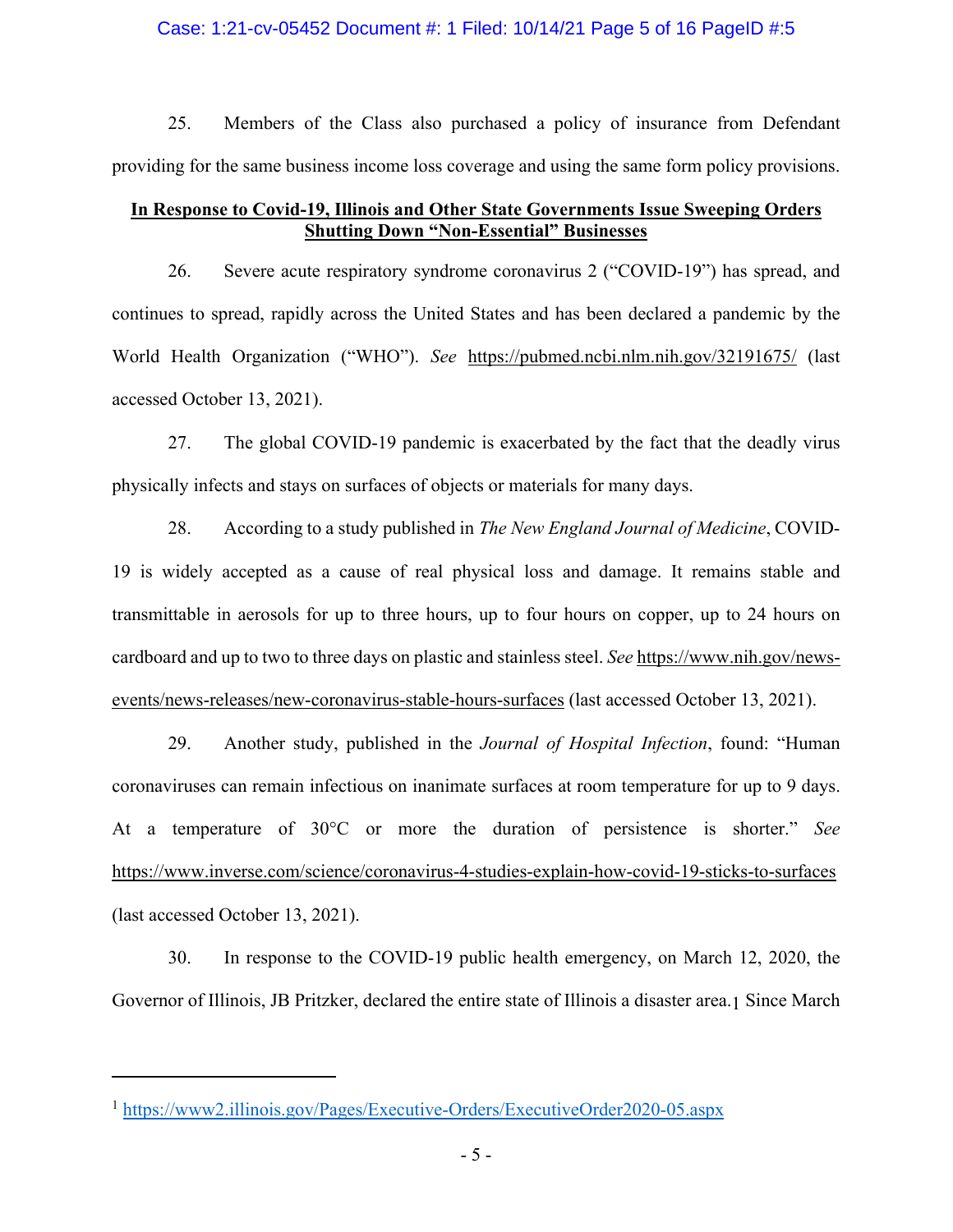25. Members of the Class also purchased a policy of insurance from Defendant providing for the same business income loss coverage and using the same form policy provisions.

**<u>In Response to Covid-19, Illinois and Other State Governments Issue Sweeping Orders Shutting Down "Non-Essential" Businesses</u>**

26. Severe acute respiratory syndrome coronavirus 2 ("COVID-19") has spread, and continues to spread, rapidly across the United States and has been declared a pandemic by the World Health Organization ("WHO"). *See* https://pubmed.ncbi.nlm.nih.gov/32191675/ (last accessed October 13, 2021).

27. The global COVID-19 pandemic is exacerbated by the fact that the deadly virus physically infects and stays on surfaces of objects or materials for many days.

28. According to a study published in *The New England Journal of Medicine*, COVID-19 is widely accepted as a cause of real physical loss and damage. It remains stable and transmittable in aerosols for up to three hours, up to four hours on copper, up to 24 hours on cardboard and up to two to three days on plastic and stainless steel. *See* https://www.nih.gov/news-events/news-releases/new-coronavirus-stable-hours-surfaces (last accessed October 13, 2021).

29. Another study, published in the *Journal of Hospital Infection*, found: "Human coronaviruses can remain infectious on inanimate surfaces at room temperature for up to 9 days. At a temperature of 30°C or more the duration of persistence is shorter." *See* https://www.inverse.com/science/coronavirus-4-studies-explain-how-covid-19-sticks-to-surfaces (last accessed October 13, 2021).

30. In response to the COVID-19 public health emergency, on March 12, 2020, the Governor of Illinois, JB Pritzker, declared the entire state of Illinois a disaster area.[1] Since March

[1] https://www2.illinois.gov/Pages/Executive-Orders/ExecutiveOrder2020-05.aspx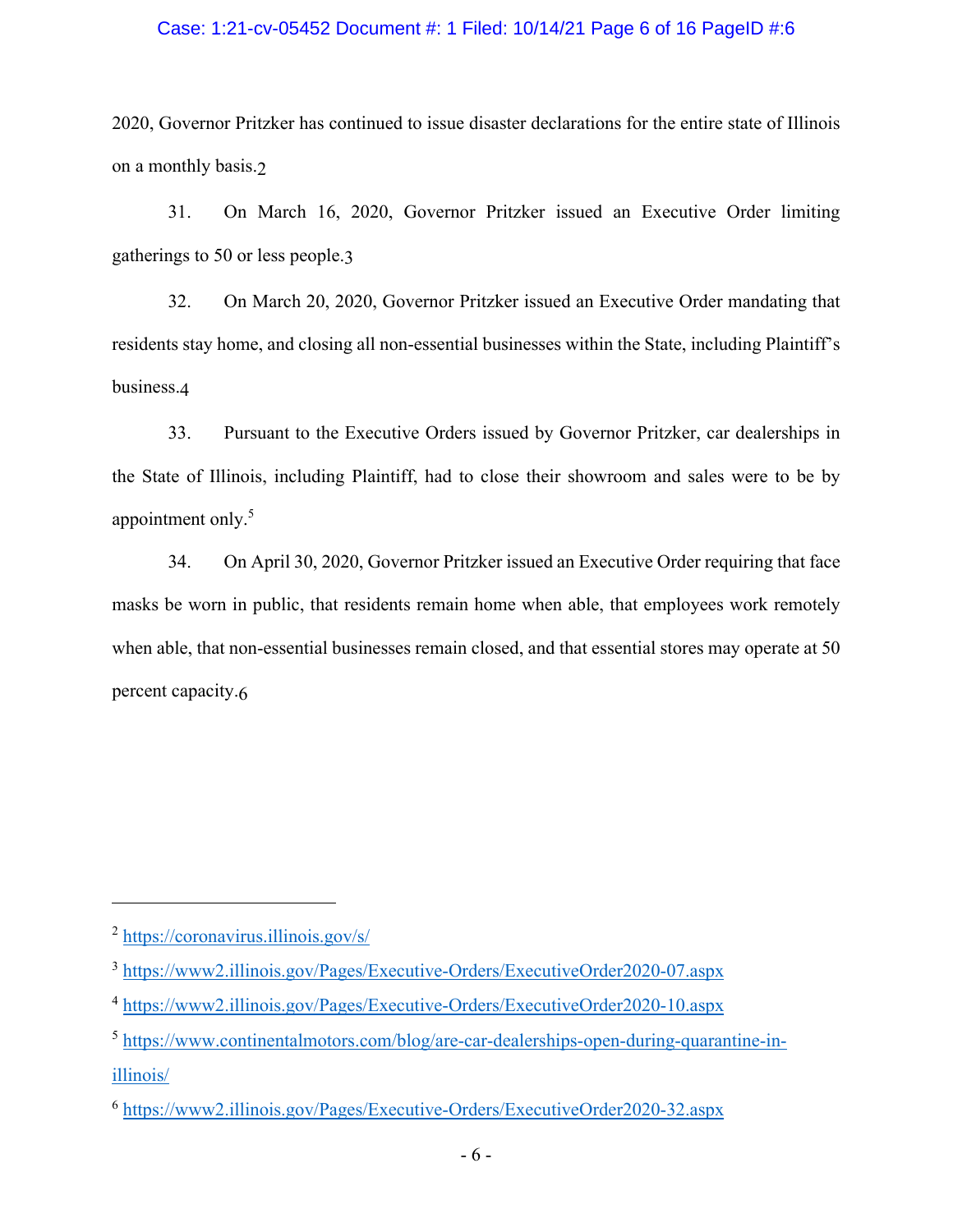2020, Governor Pritzker has continued to issue disaster declarations for the entire state of Illinois on a monthly basis.[2]

31. On March 16, 2020, Governor Pritzker issued an Executive Order limiting gatherings to 50 or less people.[3]

32. On March 20, 2020, Governor Pritzker issued an Executive Order mandating that residents stay home, and closing all non-essential businesses within the State, including Plaintiff's business.[4]

33. Pursuant to the Executive Orders issued by Governor Pritzker, car dealerships in the State of Illinois, including Plaintiff, had to close their showroom and sales were to be by appointment only.[5]

34. On April 30, 2020, Governor Pritzker issued an Executive Order requiring that face masks be worn in public, that residents remain home when able, that employees work remotely when able, that non-essential businesses remain closed, and that essential stores may operate at 50 percent capacity.[6]

---

[2] https://coronavirus.illinois.gov/s/

[3] https://www2.illinois.gov/Pages/Executive-Orders/ExecutiveOrder2020-07.aspx

[4] https://www2.illinois.gov/Pages/Executive-Orders/ExecutiveOrder2020-10.aspx

[5] https://www.continentalmotors.com/blog/are-car-dealerships-open-during-quarantine-in-illinois/

[6] https://www2.illinois.gov/Pages/Executive-Orders/ExecutiveOrder2020-32.aspx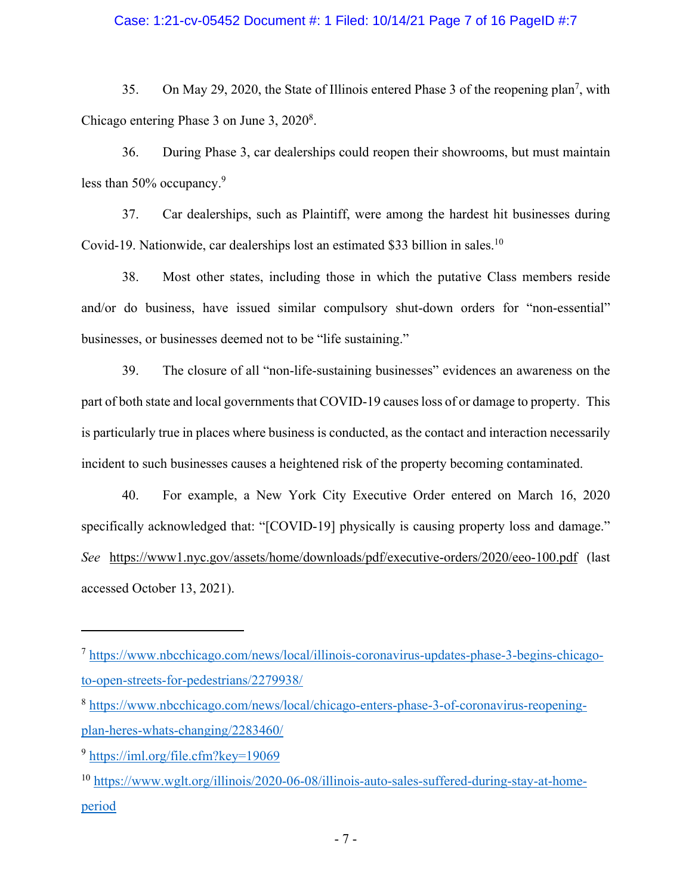35. On May 29, 2020, the State of Illinois entered Phase 3 of the reopening plan[7], with Chicago entering Phase 3 on June 3, 2020[8].

36. During Phase 3, car dealerships could reopen their showrooms, but must maintain less than 50% occupancy.[9]

37. Car dealerships, such as Plaintiff, were among the hardest hit businesses during Covid-19. Nationwide, car dealerships lost an estimated $33 billion in sales.[10]

38. Most other states, including those in which the putative Class members reside and/or do business, have issued similar compulsory shut-down orders for "non-essential" businesses, or businesses deemed not to be "life sustaining."

39. The closure of all "non-life-sustaining businesses" evidences an awareness on the part of both state and local governments that COVID-19 causes loss of or damage to property. This is particularly true in places where business is conducted, as the contact and interaction necessarily incident to such businesses causes a heightened risk of the property becoming contaminated.

40. For example, a New York City Executive Order entered on March 16, 2020 specifically acknowledged that: "[COVID-19] physically is causing property loss and damage." *See* https://www1.nyc.gov/assets/home/downloads/pdf/executive-orders/2020/eeo-100.pdf (last accessed October 13, 2021).

---

[7] https://www.nbcchicago.com/news/local/illinois-coronavirus-updates-phase-3-begins-chicago-to-open-streets-for-pedestrians/2279938/

[8] https://www.nbcchicago.com/news/local/chicago-enters-phase-3-of-coronavirus-reopening-plan-heres-whats-changing/2283460/

[9] https://iml.org/file.cfm?key=19069

[10] https://www.wglt.org/illinois/2020-06-08/illinois-auto-sales-suffered-during-stay-at-home-period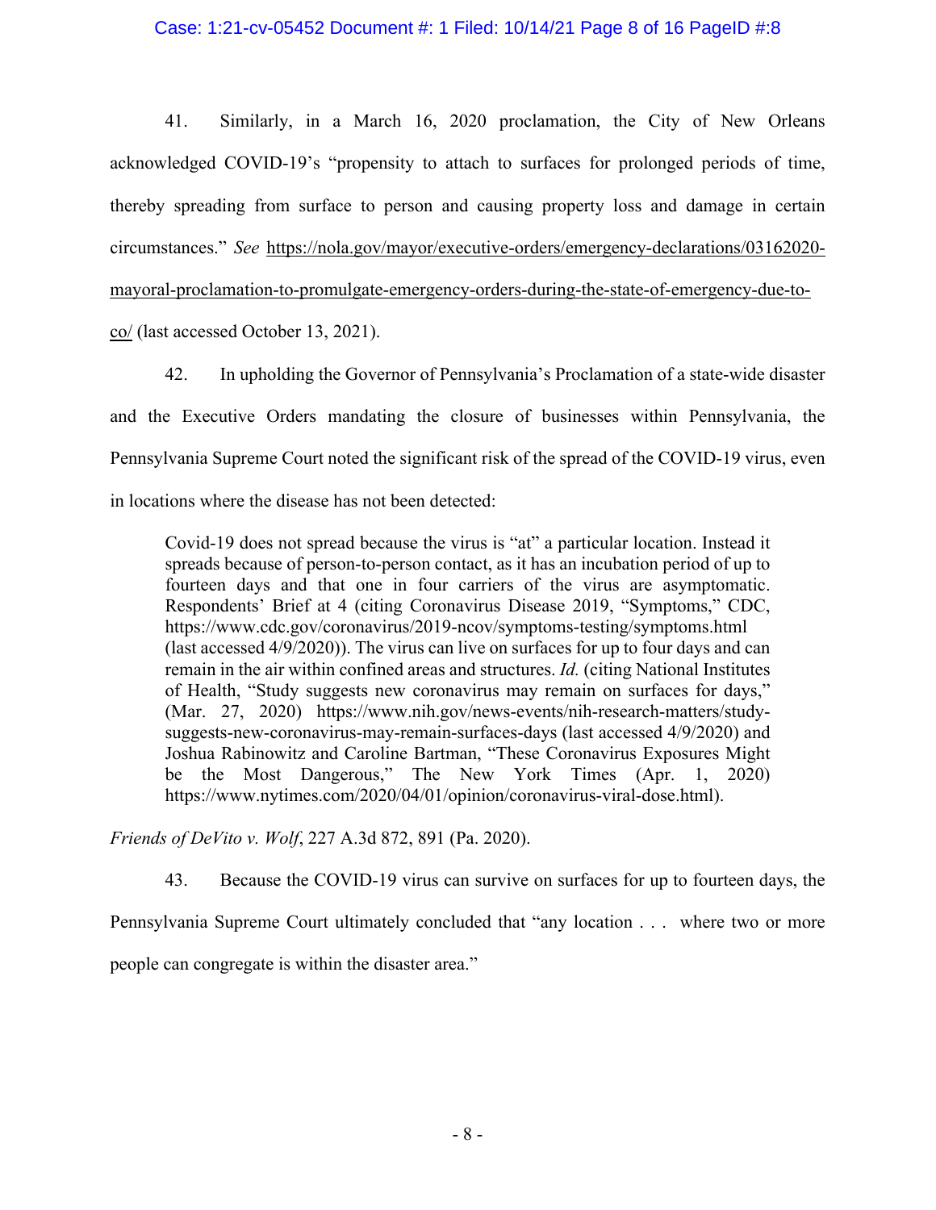41. Similarly, in a March 16, 2020 proclamation, the City of New Orleans acknowledged COVID-19's "propensity to attach to surfaces for prolonged periods of time, thereby spreading from surface to person and causing property loss and damage in certain circumstances." *See* https://nola.gov/mayor/executive-orders/emergency-declarations/03162020-mayoral-proclamation-to-promulgate-emergency-orders-during-the-state-of-emergency-due-to-co/ (last accessed October 13, 2021).

42. In upholding the Governor of Pennsylvania's Proclamation of a state-wide disaster and the Executive Orders mandating the closure of businesses within Pennsylvania, the Pennsylvania Supreme Court noted the significant risk of the spread of the COVID-19 virus, even in locations where the disease has not been detected:

> Covid-19 does not spread because the virus is "at" a particular location. Instead it spreads because of person-to-person contact, as it has an incubation period of up to fourteen days and that one in four carriers of the virus are asymptomatic. Respondents' Brief at 4 (citing Coronavirus Disease 2019, "Symptoms," CDC, https://www.cdc.gov/coronavirus/2019-ncov/symptoms-testing/symptoms.html (last accessed 4/9/2020)). The virus can live on surfaces for up to four days and can remain in the air within confined areas and structures. *Id.* (citing National Institutes of Health, "Study suggests new coronavirus may remain on surfaces for days," (Mar. 27, 2020) https://www.nih.gov/news-events/nih-research-matters/study-suggests-new-coronavirus-may-remain-surfaces-days (last accessed 4/9/2020) and Joshua Rabinowitz and Caroline Bartman, "These Coronavirus Exposures Might be the Most Dangerous," The New York Times (Apr. 1, 2020) https://www.nytimes.com/2020/04/01/opinion/coronavirus-viral-dose.html).

*Friends of DeVito v. Wolf*, 227 A.3d 872, 891 (Pa. 2020).

43. Because the COVID-19 virus can survive on surfaces for up to fourteen days, the Pennsylvania Supreme Court ultimately concluded that "any location . . . where two or more people can congregate is within the disaster area."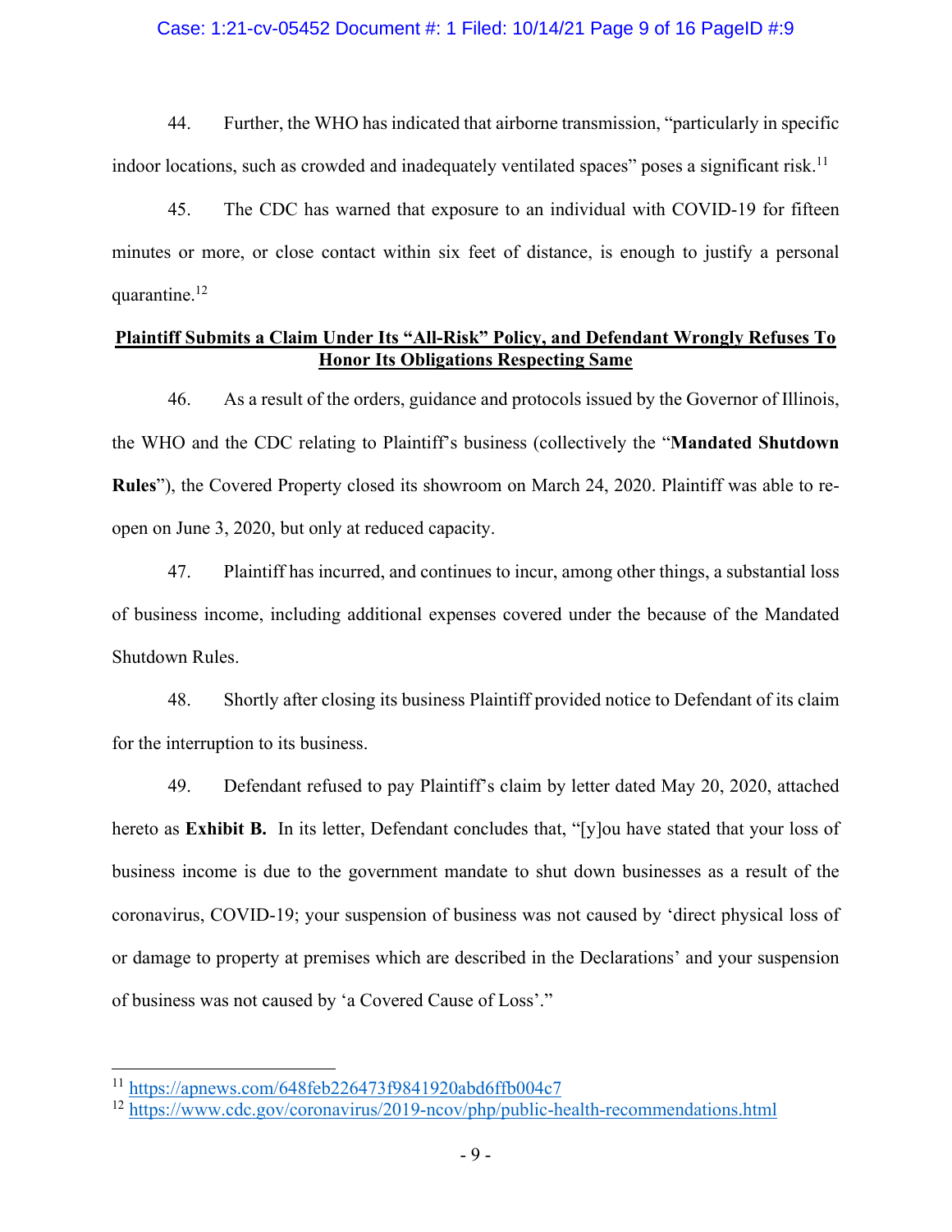44. Further, the WHO has indicated that airborne transmission, "particularly in specific indoor locations, such as crowded and inadequately ventilated spaces" poses a significant risk.[11]

45. The CDC has warned that exposure to an individual with COVID-19 for fifteen minutes or more, or close contact within six feet of distance, is enough to justify a personal quarantine.[12]

**Plaintiff Submits a Claim Under Its "All-Risk" Policy, and Defendant Wrongly Refuses To Honor Its Obligations Respecting Same**

46. As a result of the orders, guidance and protocols issued by the Governor of Illinois, the WHO and the CDC relating to Plaintiff's business (collectively the "**Mandated Shutdown Rules**"), the Covered Property closed its showroom on March 24, 2020. Plaintiff was able to re-open on June 3, 2020, but only at reduced capacity.

47. Plaintiff has incurred, and continues to incur, among other things, a substantial loss of business income, including additional expenses covered under the because of the Mandated Shutdown Rules.

48. Shortly after closing its business Plaintiff provided notice to Defendant of its claim for the interruption to its business.

49. Defendant refused to pay Plaintiff's claim by letter dated May 20, 2020, attached hereto as **Exhibit B.** In its letter, Defendant concludes that, "[y]ou have stated that your loss of business income is due to the government mandate to shut down businesses as a result of the coronavirus, COVID-19; your suspension of business was not caused by 'direct physical loss of or damage to property at premises which are described in the Declarations' and your suspension of business was not caused by 'a Covered Cause of Loss'."

---

[11] https://apnews.com/648feb226473f9841920abd6ffb004c7

[12] https://www.cdc.gov/coronavirus/2019-ncov/php/public-health-recommendations.html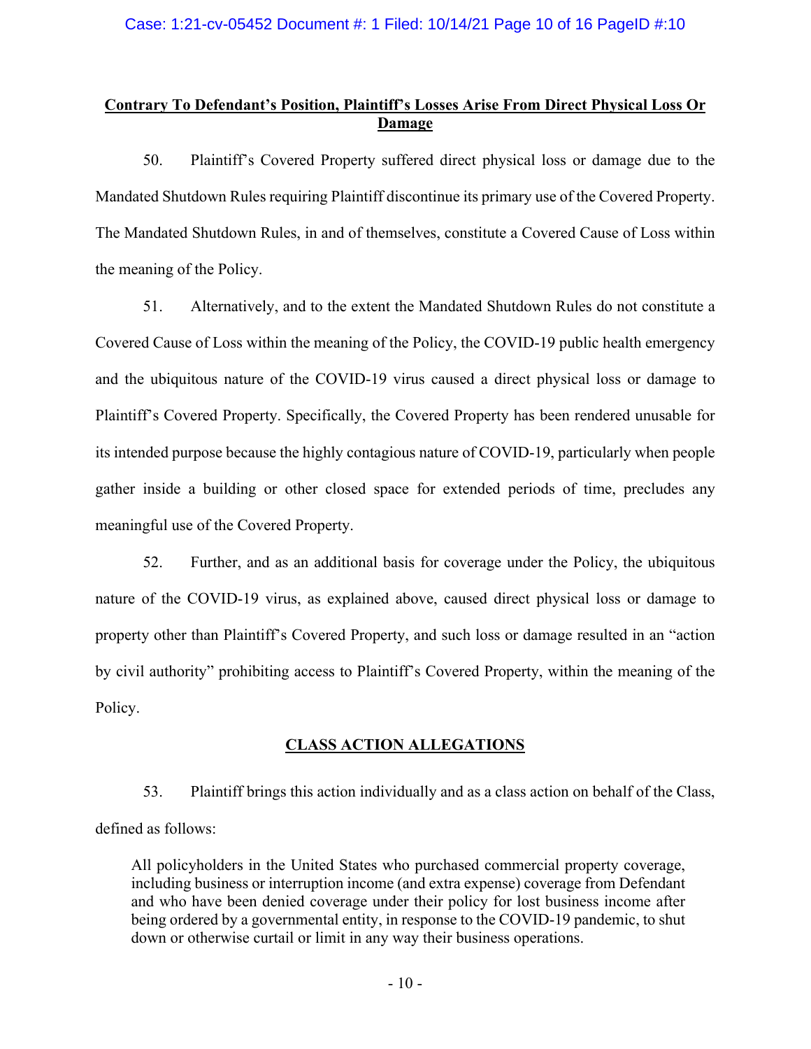**Contrary To Defendant's Position, Plaintiff's Losses Arise From Direct Physical Loss Or Damage**

50. Plaintiff's Covered Property suffered direct physical loss or damage due to the Mandated Shutdown Rules requiring Plaintiff discontinue its primary use of the Covered Property. The Mandated Shutdown Rules, in and of themselves, constitute a Covered Cause of Loss within the meaning of the Policy.

51. Alternatively, and to the extent the Mandated Shutdown Rules do not constitute a Covered Cause of Loss within the meaning of the Policy, the COVID-19 public health emergency and the ubiquitous nature of the COVID-19 virus caused a direct physical loss or damage to Plaintiff's Covered Property. Specifically, the Covered Property has been rendered unusable for its intended purpose because the highly contagious nature of COVID-19, particularly when people gather inside a building or other closed space for extended periods of time, precludes any meaningful use of the Covered Property.

52. Further, and as an additional basis for coverage under the Policy, the ubiquitous nature of the COVID-19 virus, as explained above, caused direct physical loss or damage to property other than Plaintiff's Covered Property, and such loss or damage resulted in an "action by civil authority" prohibiting access to Plaintiff's Covered Property, within the meaning of the Policy.

**CLASS ACTION ALLEGATIONS**

53. Plaintiff brings this action individually and as a class action on behalf of the Class, defined as follows:

> All policyholders in the United States who purchased commercial property coverage, including business or interruption income (and extra expense) coverage from Defendant and who have been denied coverage under their policy for lost business income after being ordered by a governmental entity, in response to the COVID-19 pandemic, to shut down or otherwise curtail or limit in any way their business operations.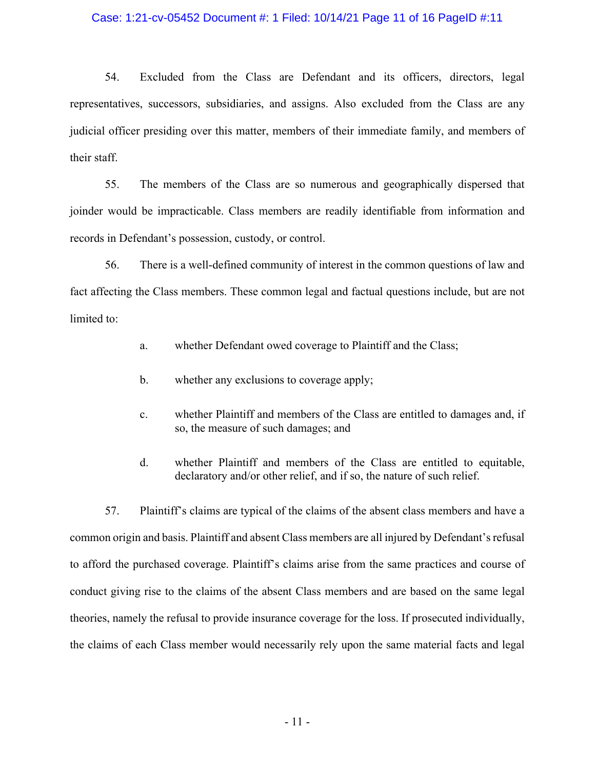54. Excluded from the Class are Defendant and its officers, directors, legal representatives, successors, subsidiaries, and assigns. Also excluded from the Class are any judicial officer presiding over this matter, members of their immediate family, and members of their staff.

55. The members of the Class are so numerous and geographically dispersed that joinder would be impracticable. Class members are readily identifiable from information and records in Defendant's possession, custody, or control.

56. There is a well-defined community of interest in the common questions of law and fact affecting the Class members. These common legal and factual questions include, but are not limited to:

a. whether Defendant owed coverage to Plaintiff and the Class;

b. whether any exclusions to coverage apply;

c. whether Plaintiff and members of the Class are entitled to damages and, if so, the measure of such damages; and

d. whether Plaintiff and members of the Class are entitled to equitable, declaratory and/or other relief, and if so, the nature of such relief.

57. Plaintiff's claims are typical of the claims of the absent class members and have a common origin and basis. Plaintiff and absent Class members are all injured by Defendant's refusal to afford the purchased coverage. Plaintiff's claims arise from the same practices and course of conduct giving rise to the claims of the absent Class members and are based on the same legal theories, namely the refusal to provide insurance coverage for the loss. If prosecuted individually, the claims of each Class member would necessarily rely upon the same material facts and legal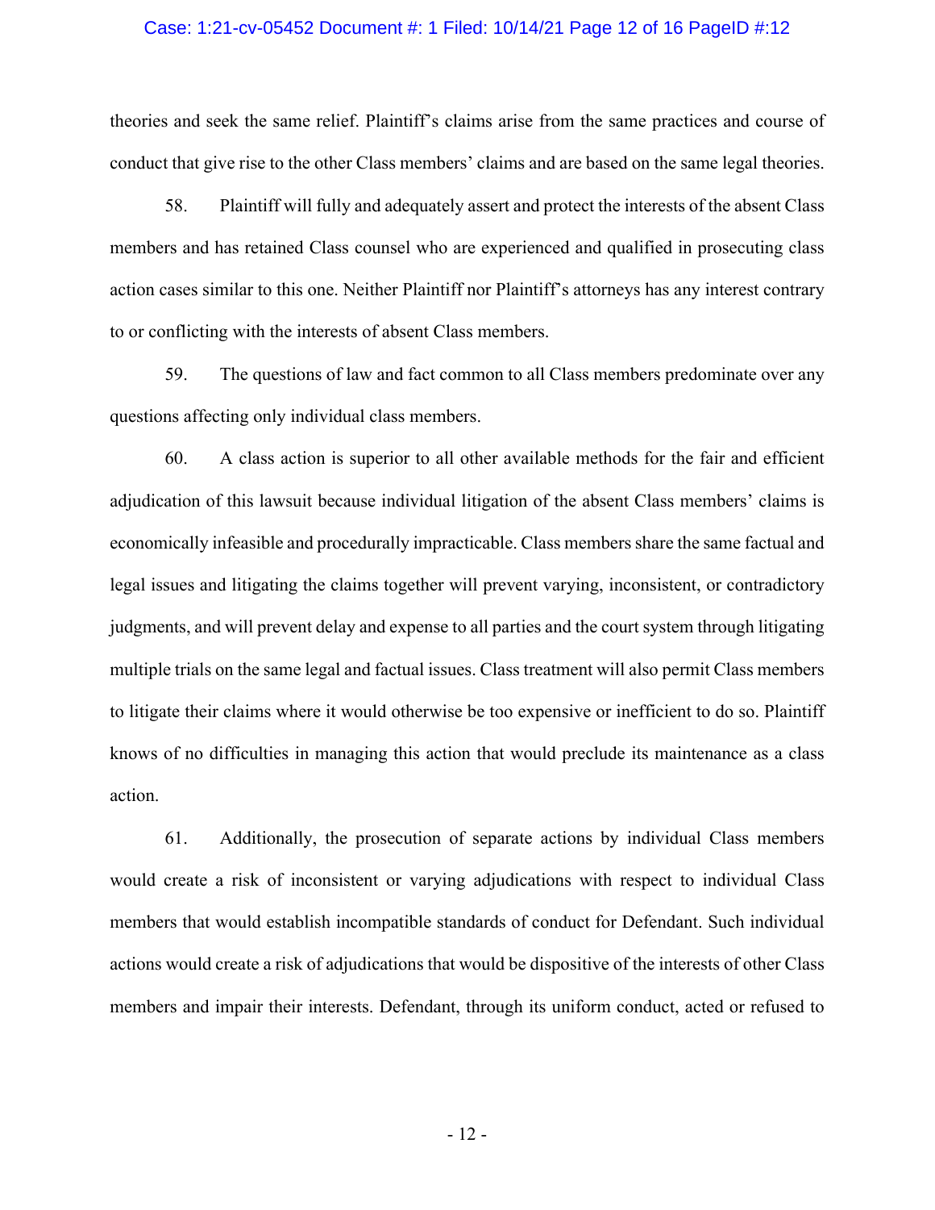theories and seek the same relief. Plaintiff's claims arise from the same practices and course of conduct that give rise to the other Class members' claims and are based on the same legal theories.

58. Plaintiff will fully and adequately assert and protect the interests of the absent Class members and has retained Class counsel who are experienced and qualified in prosecuting class action cases similar to this one. Neither Plaintiff nor Plaintiff's attorneys has any interest contrary to or conflicting with the interests of absent Class members.

59. The questions of law and fact common to all Class members predominate over any questions affecting only individual class members.

60. A class action is superior to all other available methods for the fair and efficient adjudication of this lawsuit because individual litigation of the absent Class members' claims is economically infeasible and procedurally impracticable. Class members share the same factual and legal issues and litigating the claims together will prevent varying, inconsistent, or contradictory judgments, and will prevent delay and expense to all parties and the court system through litigating multiple trials on the same legal and factual issues. Class treatment will also permit Class members to litigate their claims where it would otherwise be too expensive or inefficient to do so. Plaintiff knows of no difficulties in managing this action that would preclude its maintenance as a class action.

61. Additionally, the prosecution of separate actions by individual Class members would create a risk of inconsistent or varying adjudications with respect to individual Class members that would establish incompatible standards of conduct for Defendant. Such individual actions would create a risk of adjudications that would be dispositive of the interests of other Class members and impair their interests. Defendant, through its uniform conduct, acted or refused to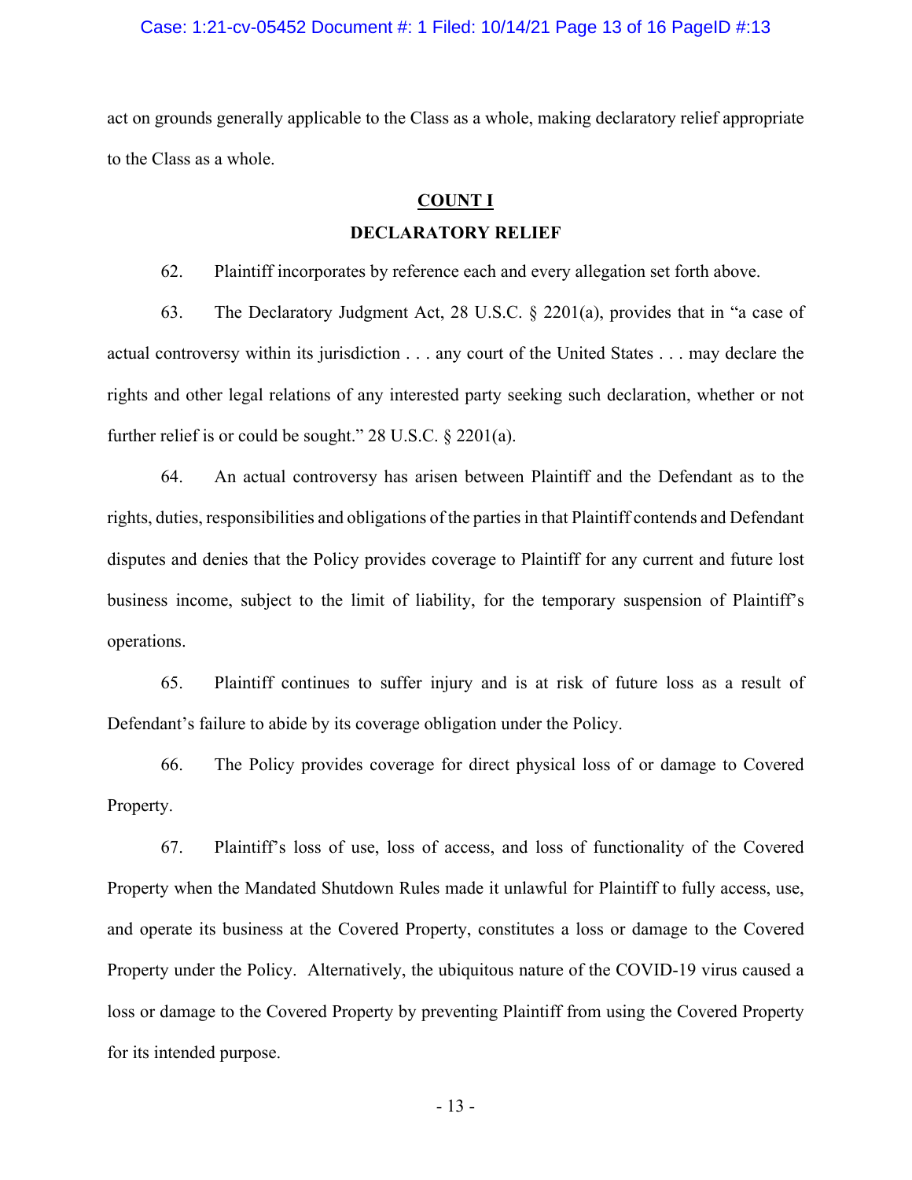act on grounds generally applicable to the Class as a whole, making declaratory relief appropriate to the Class as a whole.

## COUNT I

## DECLARATORY RELIEF

62. Plaintiff incorporates by reference each and every allegation set forth above.

63. The Declaratory Judgment Act, 28 U.S.C. § 2201(a), provides that in "a case of actual controversy within its jurisdiction . . . any court of the United States . . . may declare the rights and other legal relations of any interested party seeking such declaration, whether or not further relief is or could be sought." 28 U.S.C. § 2201(a).

64. An actual controversy has arisen between Plaintiff and the Defendant as to the rights, duties, responsibilities and obligations of the parties in that Plaintiff contends and Defendant disputes and denies that the Policy provides coverage to Plaintiff for any current and future lost business income, subject to the limit of liability, for the temporary suspension of Plaintiff's operations.

65. Plaintiff continues to suffer injury and is at risk of future loss as a result of Defendant's failure to abide by its coverage obligation under the Policy.

66. The Policy provides coverage for direct physical loss of or damage to Covered Property.

67. Plaintiff's loss of use, loss of access, and loss of functionality of the Covered Property when the Mandated Shutdown Rules made it unlawful for Plaintiff to fully access, use, and operate its business at the Covered Property, constitutes a loss or damage to the Covered Property under the Policy. Alternatively, the ubiquitous nature of the COVID-19 virus caused a loss or damage to the Covered Property by preventing Plaintiff from using the Covered Property for its intended purpose.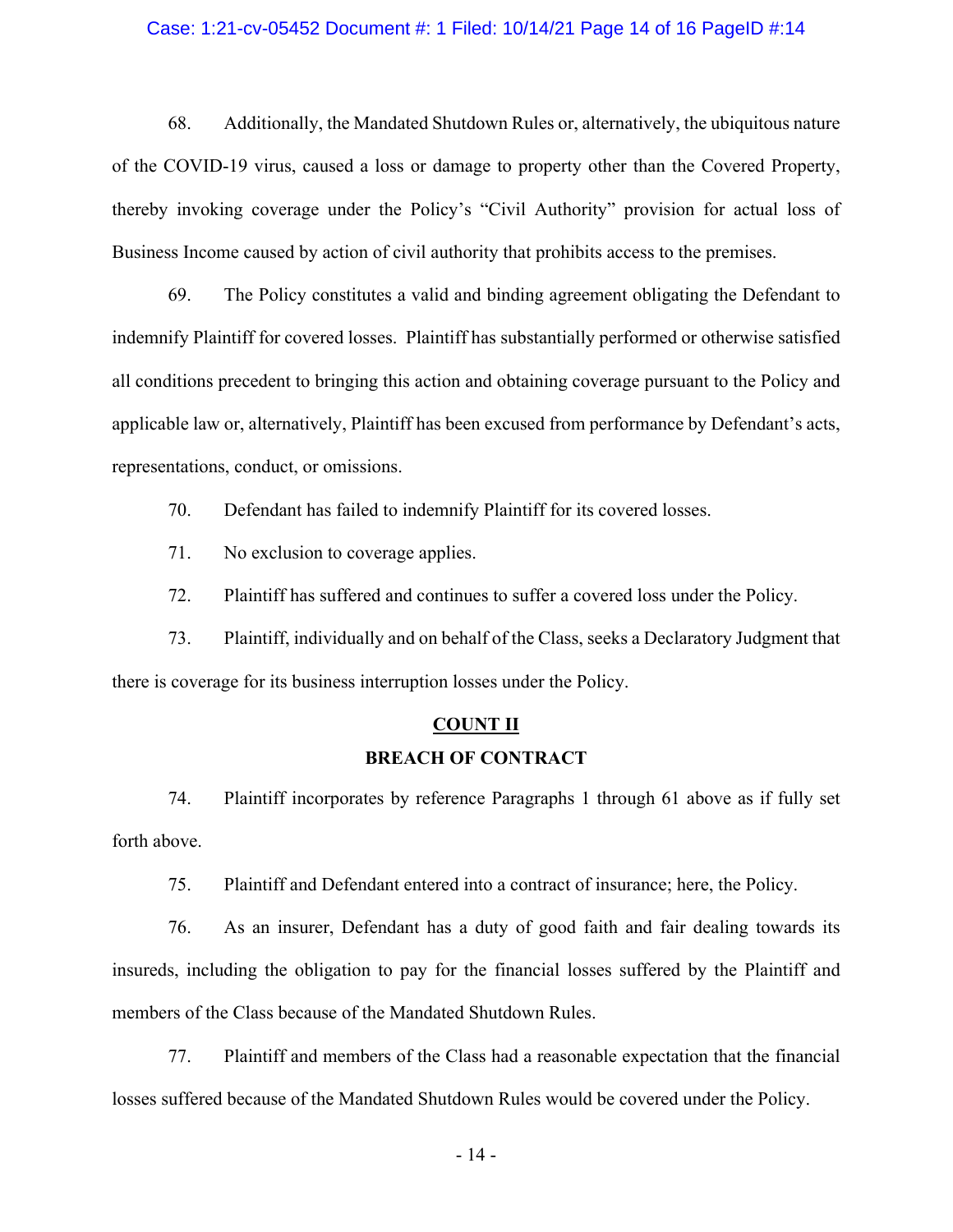68. Additionally, the Mandated Shutdown Rules or, alternatively, the ubiquitous nature of the COVID-19 virus, caused a loss or damage to property other than the Covered Property, thereby invoking coverage under the Policy's "Civil Authority" provision for actual loss of Business Income caused by action of civil authority that prohibits access to the premises.

69. The Policy constitutes a valid and binding agreement obligating the Defendant to indemnify Plaintiff for covered losses. Plaintiff has substantially performed or otherwise satisfied all conditions precedent to bringing this action and obtaining coverage pursuant to the Policy and applicable law or, alternatively, Plaintiff has been excused from performance by Defendant's acts, representations, conduct, or omissions.

70. Defendant has failed to indemnify Plaintiff for its covered losses.

71. No exclusion to coverage applies.

72. Plaintiff has suffered and continues to suffer a covered loss under the Policy.

73. Plaintiff, individually and on behalf of the Class, seeks a Declaratory Judgment that there is coverage for its business interruption losses under the Policy.

**COUNT II**

**BREACH OF CONTRACT**

74. Plaintiff incorporates by reference Paragraphs 1 through 61 above as if fully set forth above.

75. Plaintiff and Defendant entered into a contract of insurance; here, the Policy.

76. As an insurer, Defendant has a duty of good faith and fair dealing towards its insureds, including the obligation to pay for the financial losses suffered by the Plaintiff and members of the Class because of the Mandated Shutdown Rules.

77. Plaintiff and members of the Class had a reasonable expectation that the financial losses suffered because of the Mandated Shutdown Rules would be covered under the Policy.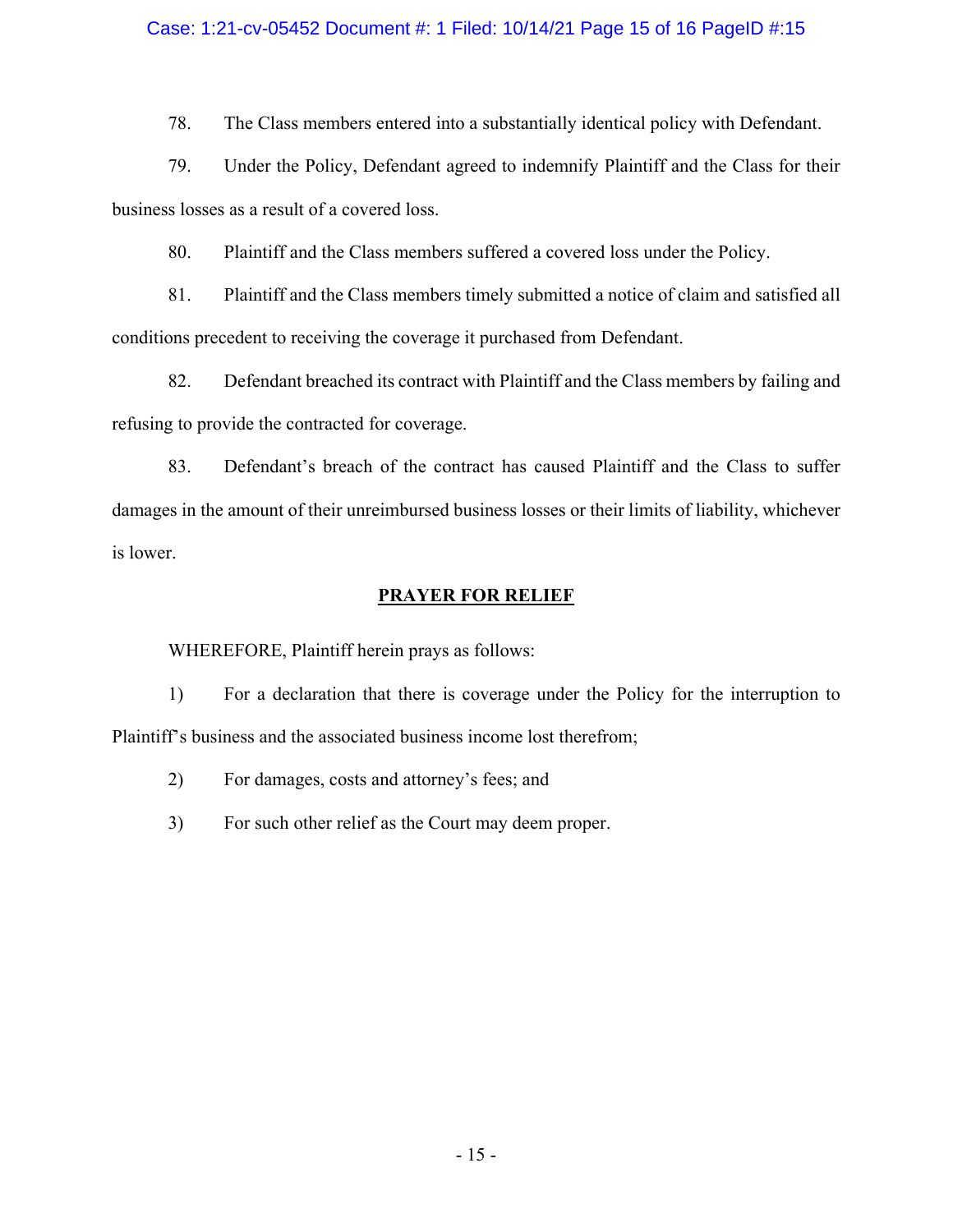78. The Class members entered into a substantially identical policy with Defendant.

79. Under the Policy, Defendant agreed to indemnify Plaintiff and the Class for their business losses as a result of a covered loss.

80. Plaintiff and the Class members suffered a covered loss under the Policy.

81. Plaintiff and the Class members timely submitted a notice of claim and satisfied all conditions precedent to receiving the coverage it purchased from Defendant.

82. Defendant breached its contract with Plaintiff and the Class members by failing and refusing to provide the contracted for coverage.

83. Defendant's breach of the contract has caused Plaintiff and the Class to suffer damages in the amount of their unreimbursed business losses or their limits of liability, whichever is lower.

## PRAYER FOR RELIEF

WHEREFORE, Plaintiff herein prays as follows:

1) For a declaration that there is coverage under the Policy for the interruption to Plaintiff's business and the associated business income lost therefrom;

2) For damages, costs and attorney's fees; and

3) For such other relief as the Court may deem proper.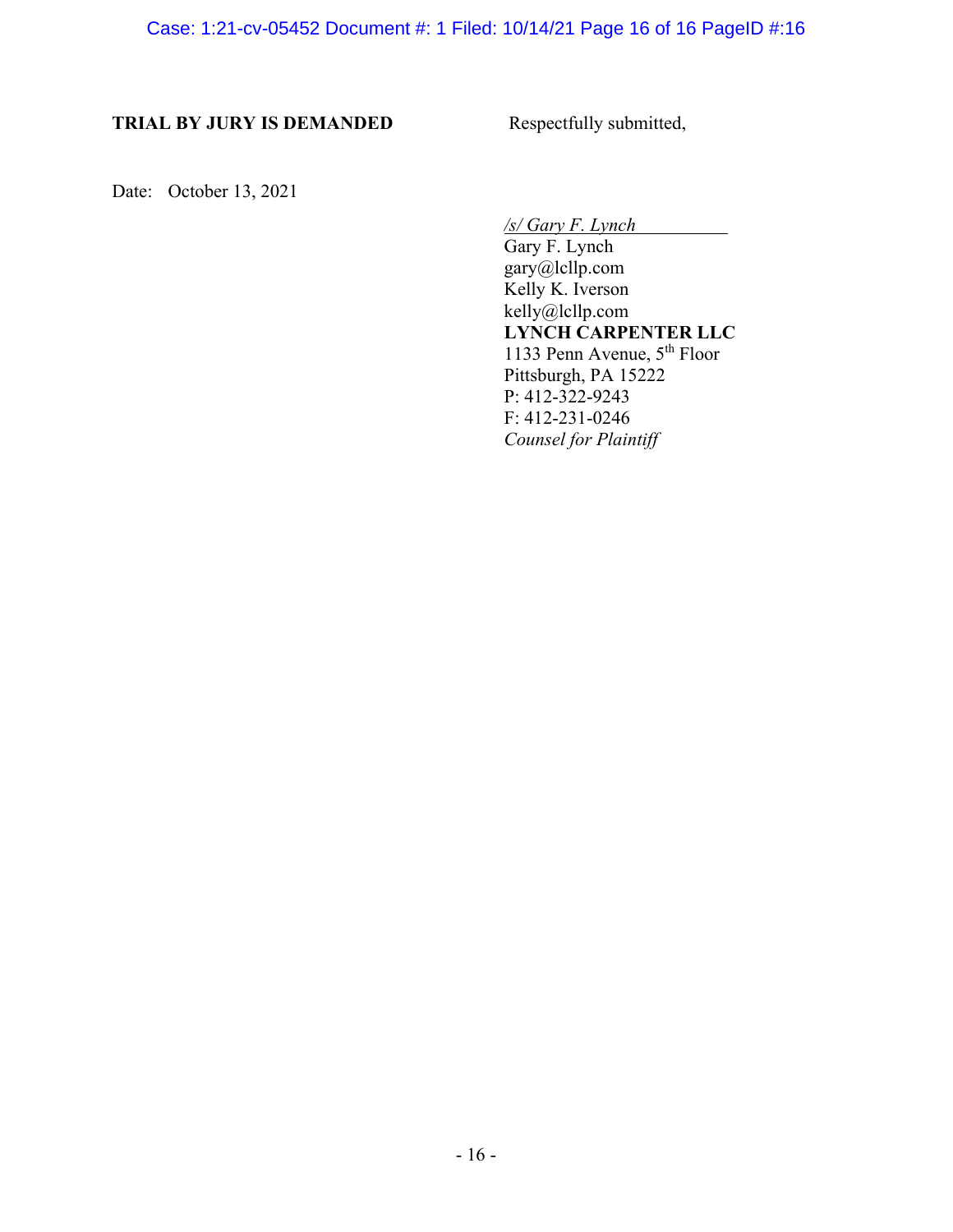**TRIAL BY JURY IS DEMANDED**

Respectfully submitted,

Date: October 13, 2021

*/s/ Gary F. Lynch*
Gary F. Lynch
gary@lcllp.com
Kelly K. Iverson
kelly@lcllp.com
**LYNCH CARPENTER LLC**
1133 Penn Avenue, 5th Floor
Pittsburgh, PA 15222
P: 412-322-9243
F: 412-231-0246
*Counsel for Plaintiff*